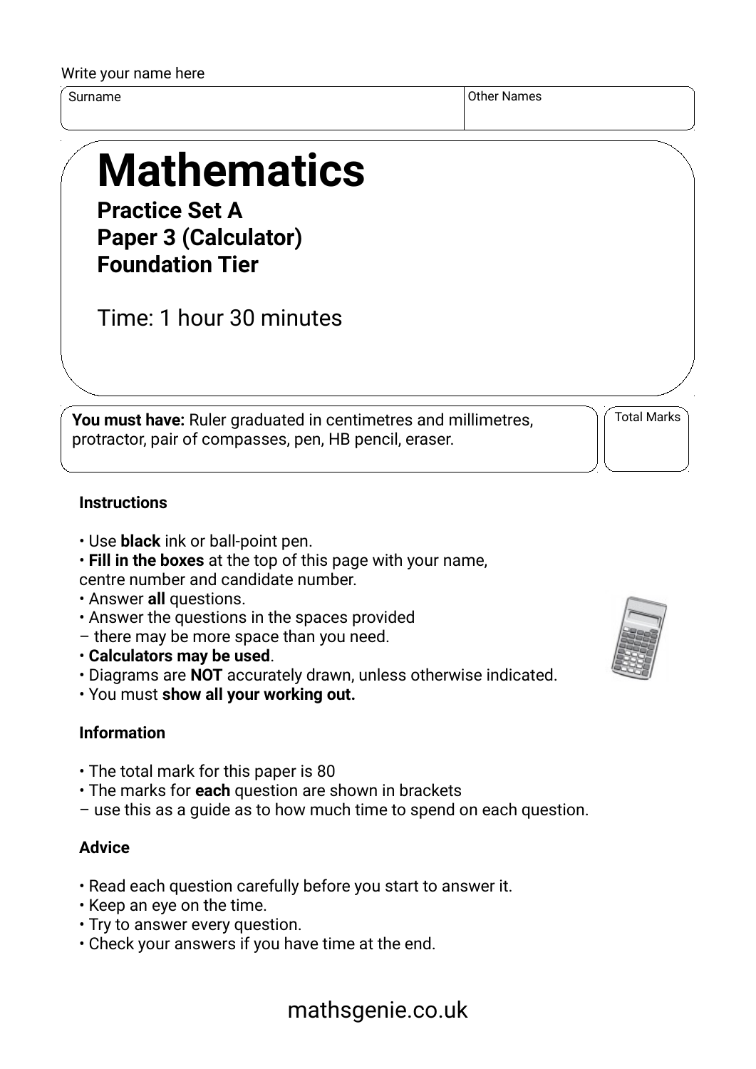Write your name here

| Surname | Other Names |
|---|---|
| | |

# Mathematics

**Practice Set A**
**Paper 3 (Calculator)**
**Foundation Tier**

Time: 1 hour 30 minutes

**You must have:** Ruler graduated in centimetres and millimetres, protractor, pair of compasses, pen, HB pencil, eraser.

Total Marks

### Instructions

- Use **black** ink or ball-point pen.
- **Fill in the boxes** at the top of this page with your name, centre number and candidate number.
- Answer **all** questions.
- Answer the questions in the spaces provided – there may be more space than you need.
- **Calculators may be used**.
- Diagrams are **NOT** accurately drawn, unless otherwise indicated.
- You must **show all your working out.**

### Information

- The total mark for this paper is 80
- The marks for **each** question are shown in brackets – use this as a guide as to how much time to spend on each question.

### Advice

- Read each question carefully before you start to answer it.
- Keep an eye on the time.
- Try to answer every question.
- Check your answers if you have time at the end.

mathsgenie.co.uk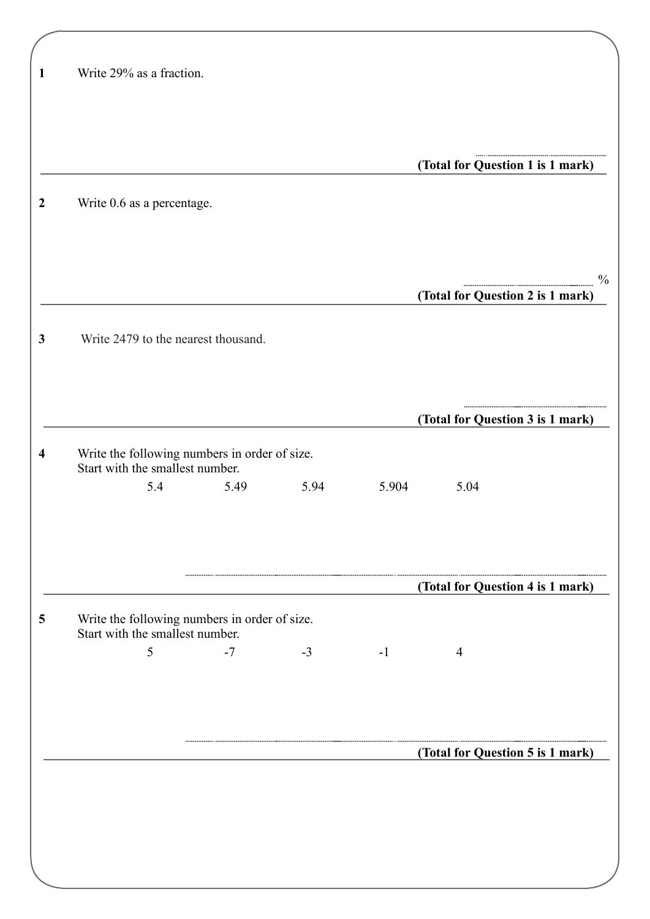**1** Write 29% as a fraction.

..........................................

**(Total for Question 1 is 1 mark)**

---

**2** Write 0.6 as a percentage.

.......................................... %

**(Total for Question 2 is 1 mark)**

---

**3** Write 2479 to the nearest thousand.

..........................................

**(Total for Question 3 is 1 mark)**

---

**4** Write the following numbers in order of size.
Start with the smallest number.

5.4 5.49 5.94 5.904 5.04

..........................................

**(Total for Question 4 is 1 mark)**

---

**5** Write the following numbers in order of size.
Start with the smallest number.

5 -7 -3 -1 4

..........................................

**(Total for Question 5 is 1 mark)**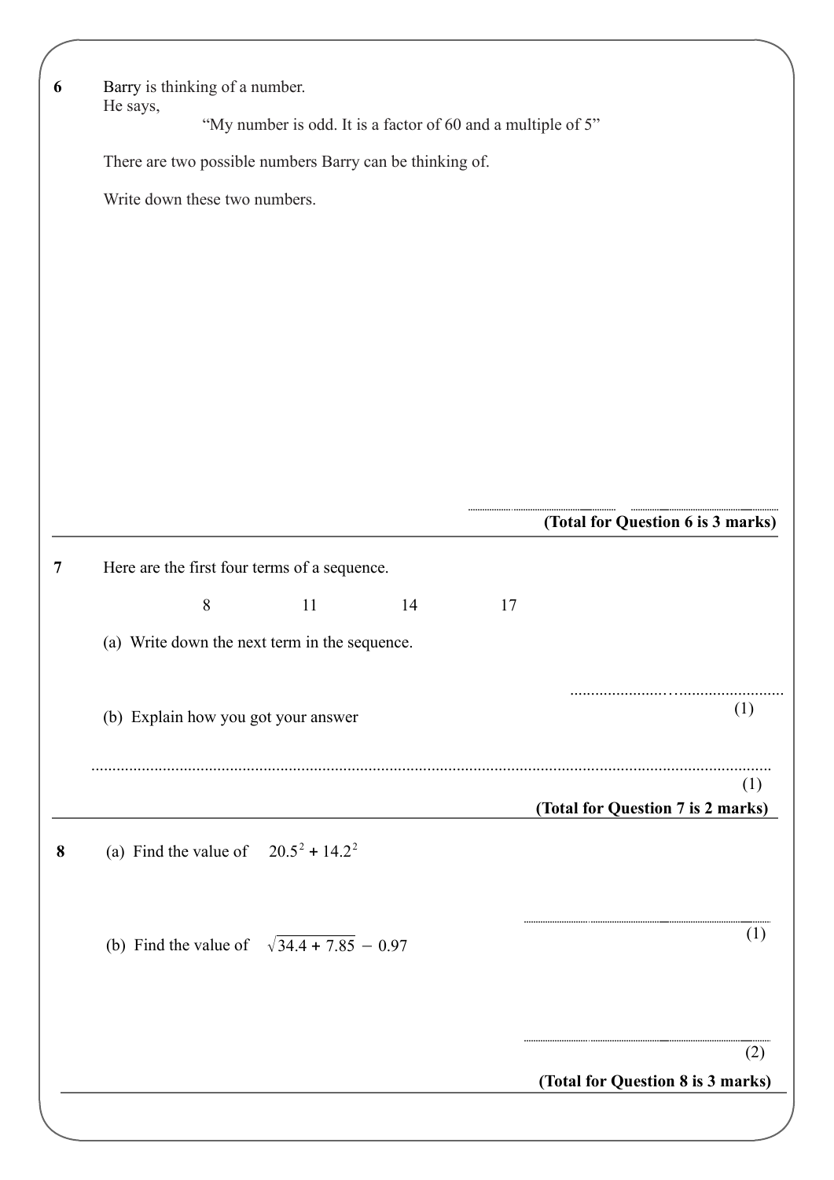**6** Barry is thinking of a number.
He says,

"My number is odd. It is a factor of 60 and a multiple of 5"

There are two possible numbers Barry can be thinking of.

Write down these two numbers.

.............................. ..............................

**(Total for Question 6 is 3 marks)**

---

**7** Here are the first four terms of a sequence.

8 11 14 17

(a) Write down the next term in the sequence.

..............................
(1)

(b) Explain how you got your answer

..............................................................................................................................................
(1)

**(Total for Question 7 is 2 marks)**

---

**8** (a) Find the value of $20.5^2 + 14.2^2$

..............................
(1)

(b) Find the value of $\sqrt{34.4 + 7.85} - 0.97$

..............................
(2)

**(Total for Question 8 is 3 marks)**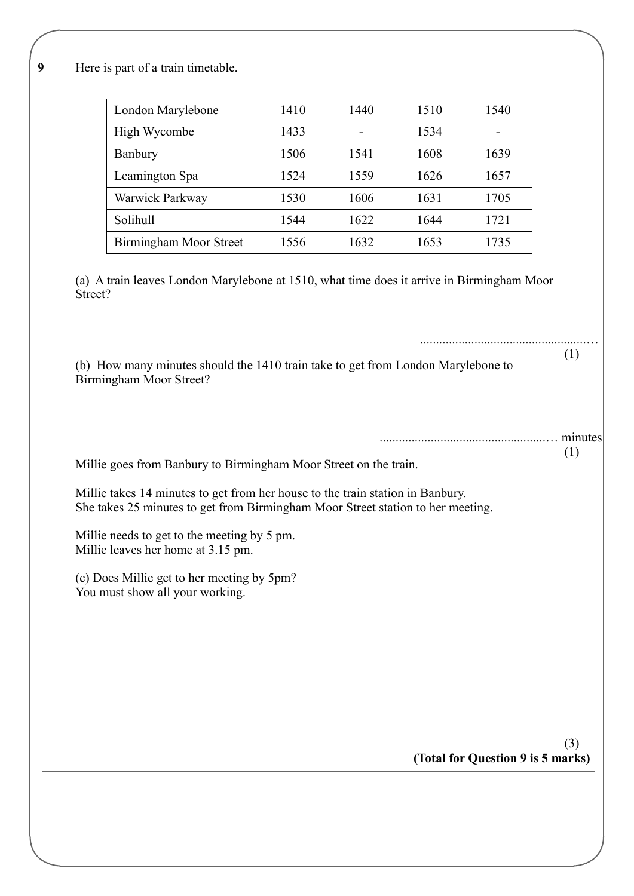**9** Here is part of a train timetable.

| | | | | |
|---|---|---|---|---|
| London Marylebone | 1410 | 1440 | 1510 | 1540 |
| High Wycombe | 1433 | - | 1534 | - |
| Banbury | 1506 | 1541 | 1608 | 1639 |
| Leamington Spa | 1524 | 1559 | 1626 | 1657 |
| Warwick Parkway | 1530 | 1606 | 1631 | 1705 |
| Solihull | 1544 | 1622 | 1644 | 1721 |
| Birmingham Moor Street | 1556 | 1632 | 1653 | 1735 |

(a) A train leaves London Marylebone at 1510, what time does it arrive in Birmingham Moor Street?

........................................................

(1)

(b) How many minutes should the 1410 train take to get from London Marylebone to Birmingham Moor Street?

........................................................ minutes

(1)

Millie goes from Banbury to Birmingham Moor Street on the train.

Millie takes 14 minutes to get from her house to the train station in Banbury.
She takes 25 minutes to get from Birmingham Moor Street station to her meeting.

Millie needs to get to the meeting by 5 pm.
Millie leaves her home at 3.15 pm.

(c) Does Millie get to her meeting by 5pm?
You must show all your working.

(3)

**(Total for Question 9 is 5 marks)**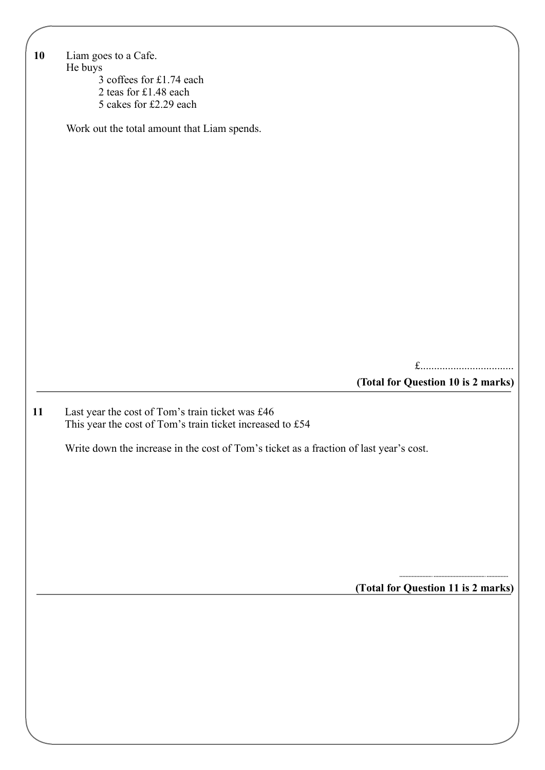**10** Liam goes to a Cafe.
He buys

3 coffees for £1.74 each
2 teas for £1.48 each
5 cakes for £2.29 each

Work out the total amount that Liam spends.

£..................................

**(Total for Question 10 is 2 marks)**

---

**11** Last year the cost of Tom's train ticket was £46
This year the cost of Tom's train ticket increased to £54

Write down the increase in the cost of Tom's ticket as a fraction of last year's cost.

..................................

**(Total for Question 11 is 2 marks)**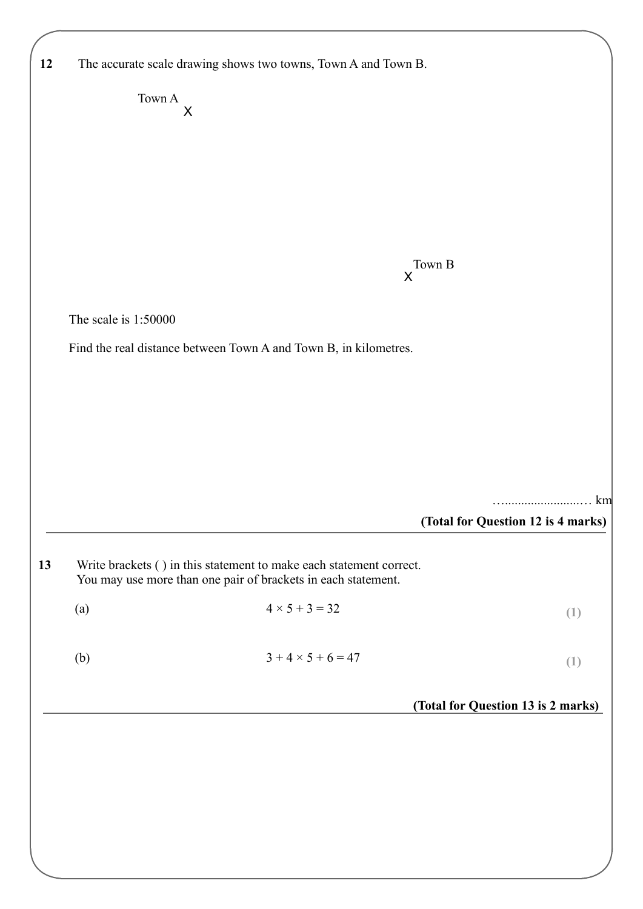**12** The accurate scale drawing shows two towns, Town A and Town B.

Town A
X

X Town B

The scale is 1:50000

Find the real distance between Town A and Town B, in kilometres.

…......................… km

**(Total for Question 12 is 4 marks)**

---

**13** Write brackets ( ) in this statement to make each statement correct.
You may use more than one pair of brackets in each statement.

(a) $4 \times 5 + 3 = 32$ **(1)**

(b) $3 + 4 \times 5 + 6 = 47$ **(1)**

**(Total for Question 13 is 2 marks)**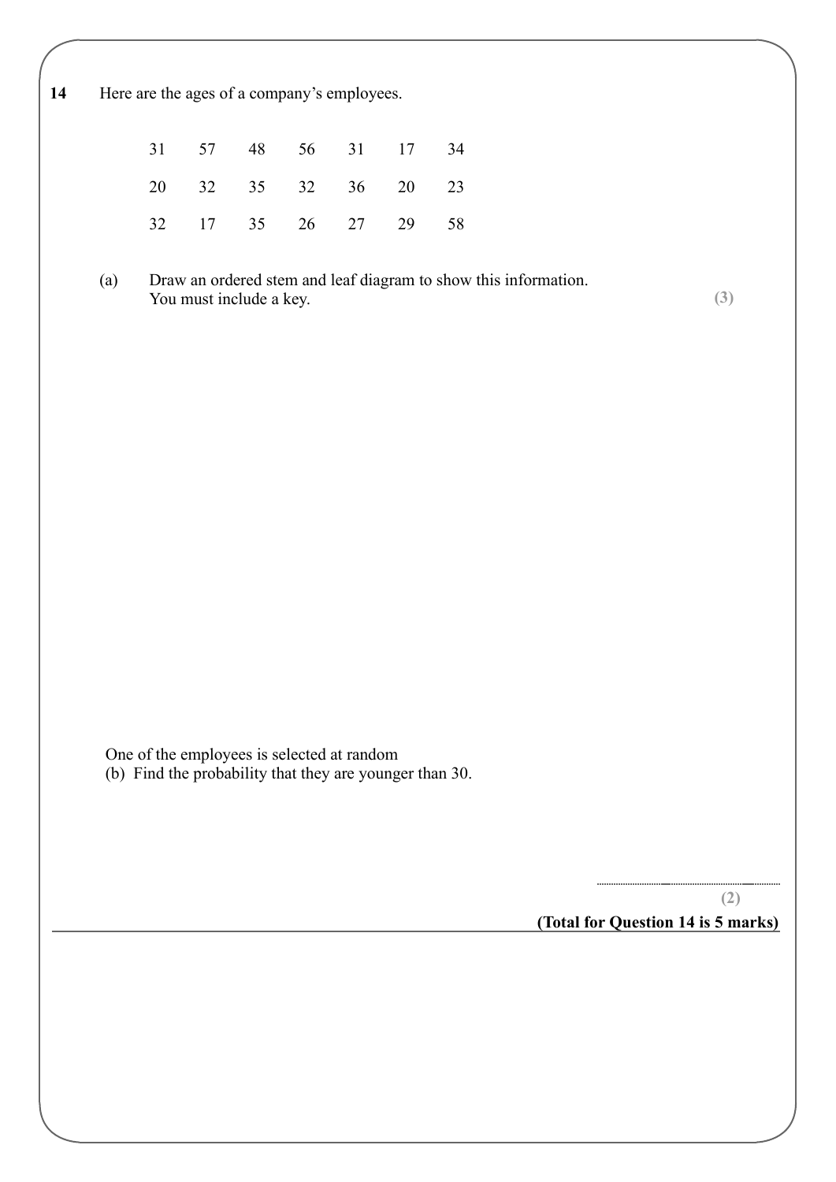**14** Here are the ages of a company's employees.

| | | | | | | |
|---|---|---|---|---|---|---|
| 31 | 57 | 48 | 56 | 31 | 17 | 34 |
| 20 | 32 | 35 | 32 | 36 | 20 | 23 |
| 32 | 17 | 35 | 26 | 27 | 29 | 58 |

(a) Draw an ordered stem and leaf diagram to show this information.
You must include a key.

**(3)**

One of the employees is selected at random

(b) Find the probability that they are younger than 30.

..........................................................

**(2)**

**(Total for Question 14 is 5 marks)**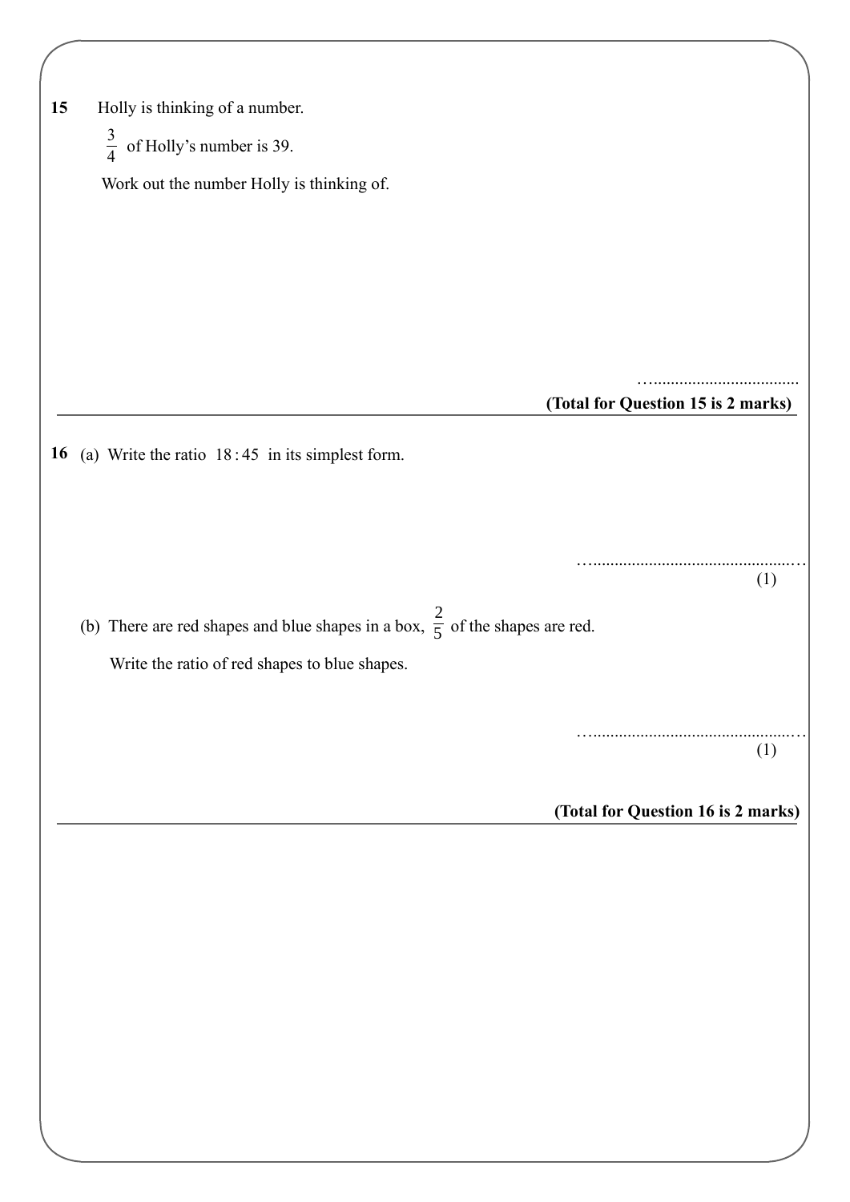**15** Holly is thinking of a number.

$\frac{3}{4}$ of Holly's number is 39.

Work out the number Holly is thinking of.

.......................................

**(Total for Question 15 is 2 marks)**

---

**16** (a) Write the ratio $18 : 45$ in its simplest form.

.......................................
(1)

(b) There are red shapes and blue shapes in a box, $\frac{2}{5}$ of the shapes are red.

Write the ratio of red shapes to blue shapes.

.......................................
(1)

**(Total for Question 16 is 2 marks)**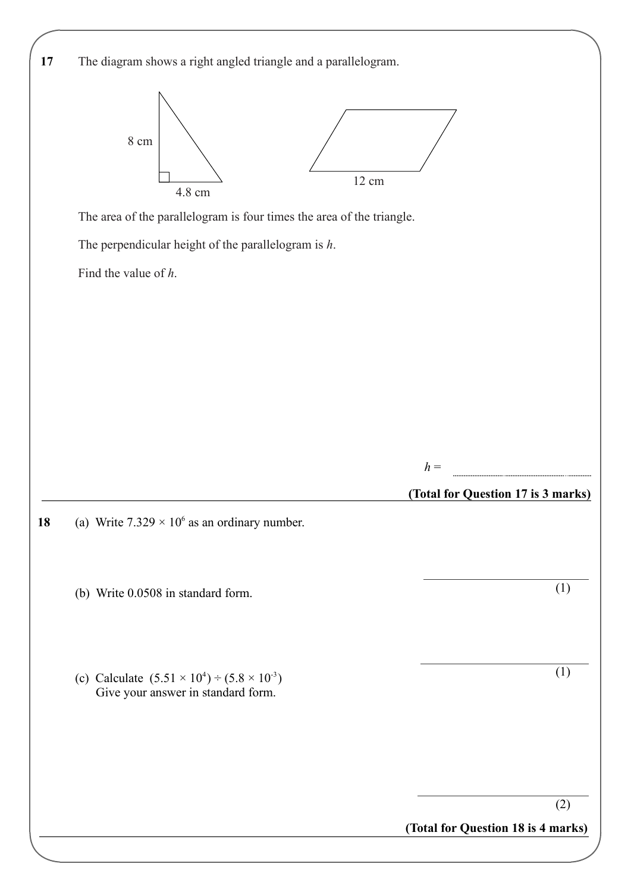**17** The diagram shows a right angled triangle and a parallelogram.

8 cm

4.8 cm

12 cm

The area of the parallelogram is four times the area of the triangle.

The perpendicular height of the parallelogram is $h$.

Find the value of $h$.

$h$ = ..............................................

**(Total for Question 17 is 3 marks)**

---

**18** (a) Write $7.329 \times 10^6$ as an ordinary number.

..............................................
(1)

(b) Write 0.0508 in standard form.

..............................................
(1)

(c) Calculate $(5.51 \times 10^4) \div (5.8 \times 10^{-3})$
Give your answer in standard form.

..............................................
(2)

**(Total for Question 18 is 4 marks)**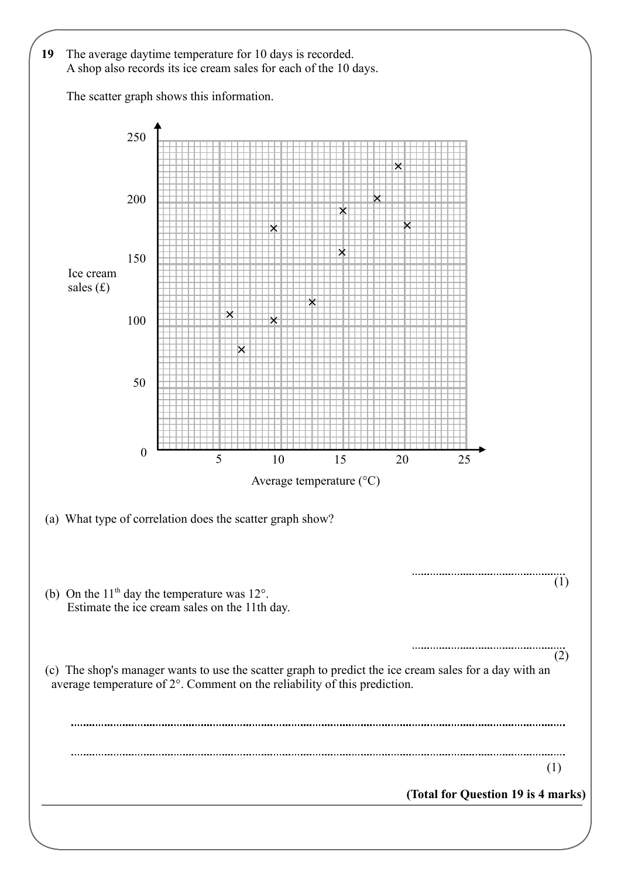**19** The average daytime temperature for 10 days is recorded.
A shop also records its ice cream sales for each of the 10 days.

The scatter graph shows this information.

(a) What type of correlation does the scatter graph show?

.......................................................
(1)

(b) On the 11th day the temperature was 12°.
Estimate the ice cream sales on the 11th day.

.......................................................
(2)

(c) The shop's manager wants to use the scatter graph to predict the ice cream sales for a day with an average temperature of 2°. Comment on the reliability of this prediction.

..............................................................................................................................................

..............................................................................................................................................
(1)

**(Total for Question 19 is 4 marks)**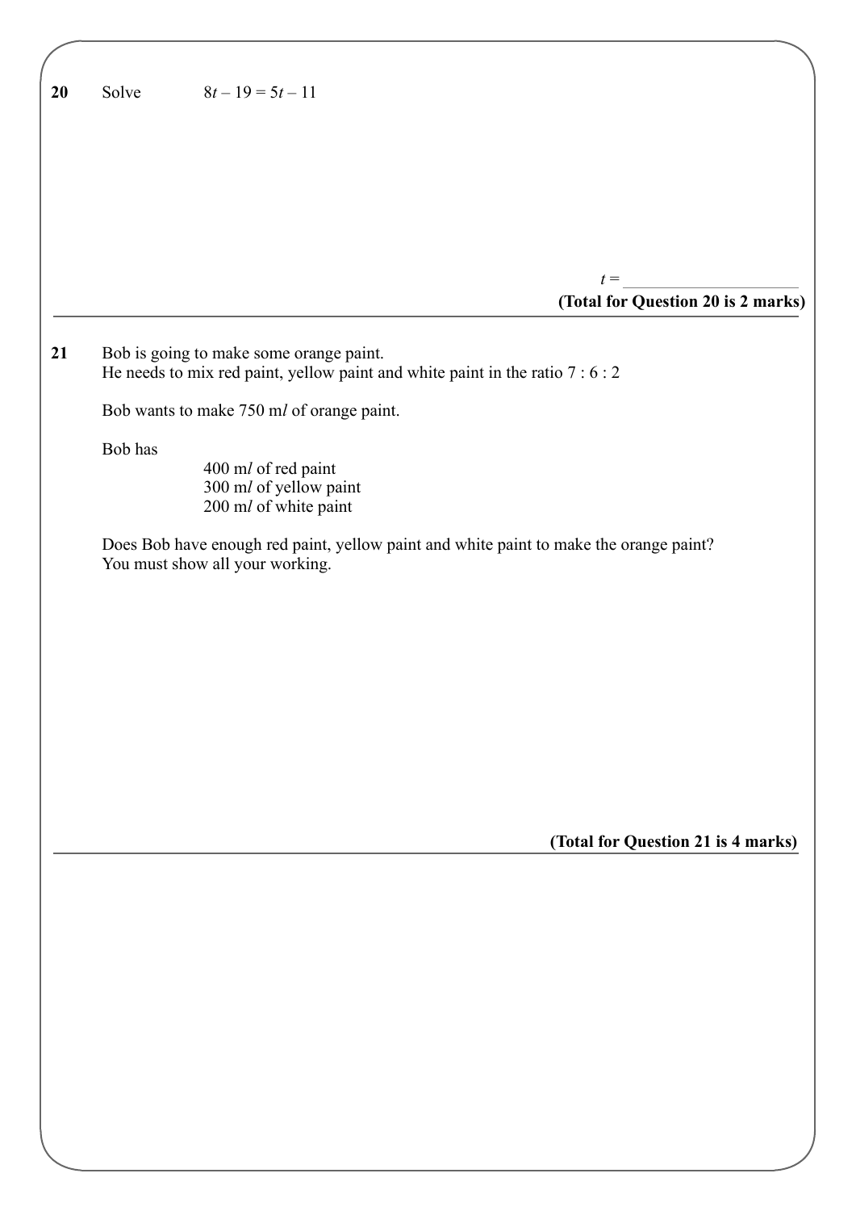**20** Solve $8t - 19 = 5t - 11$

$t =$ ..............................

**(Total for Question 20 is 2 marks)**

---

**21** Bob is going to make some orange paint.
He needs to mix red paint, yellow paint and white paint in the ratio 7 : 6 : 2

Bob wants to make 750 m*l* of orange paint.

Bob has

400 m*l* of red paint
300 m*l* of yellow paint
200 m*l* of white paint

Does Bob have enough red paint, yellow paint and white paint to make the orange paint?
You must show all your working.

**(Total for Question 21 is 4 marks)**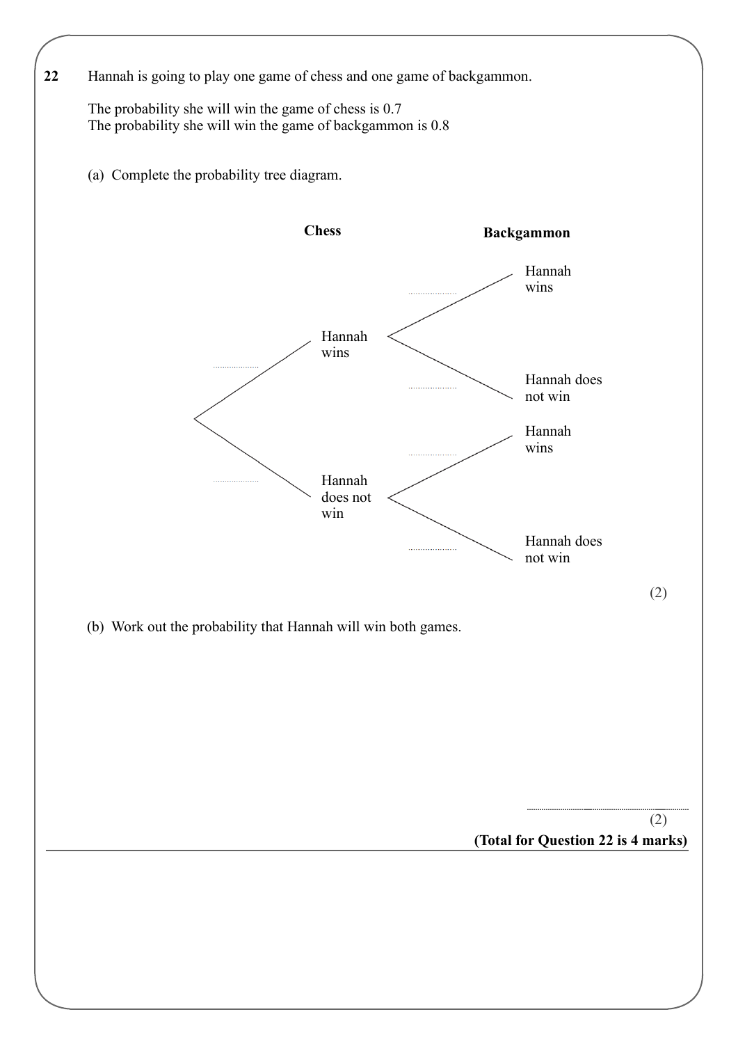**22** Hannah is going to play one game of chess and one game of backgammon.

The probability she will win the game of chess is 0.7
The probability she will win the game of backgammon is 0.8

(a) Complete the probability tree diagram.

**Chess** **Backgammon**

- .................... Hannah wins
  - .................... Hannah wins
  - .................... Hannah does not win
- .................... Hannah does not win
  - .................... Hannah wins
  - .................... Hannah does not win

(2)

(b) Work out the probability that Hannah will win both games.

..........................................................
(2)

**(Total for Question 22 is 4 marks)**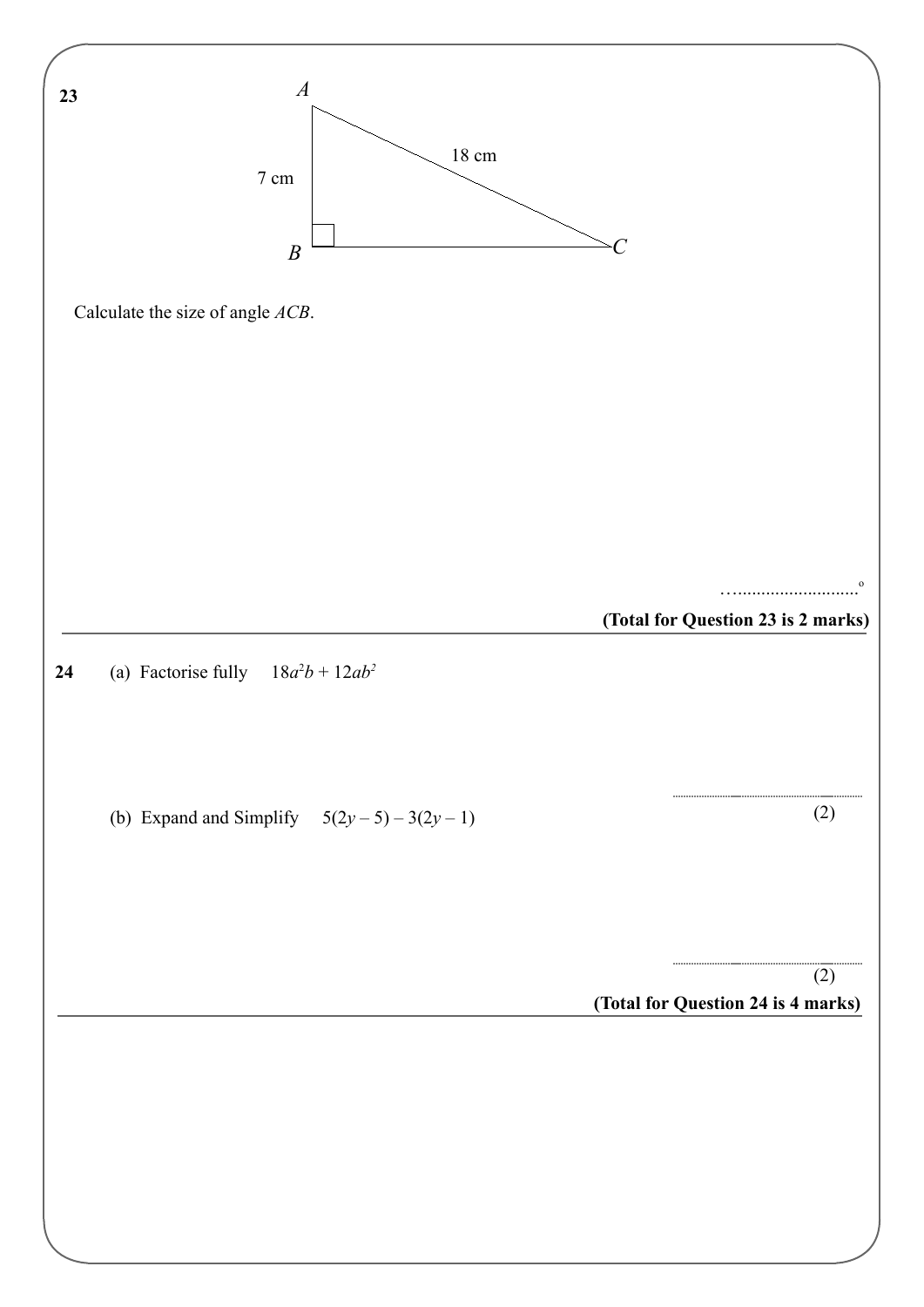**23**

A

7 cm

18 cm

B

C

Calculate the size of angle $ACB$.

…..........................°

**(Total for Question 23 is 2 marks)**

---

**24** (a) Factorise fully $18a^2b + 12ab^2$

..........................................

(2)

(b) Expand and Simplify $5(2y - 5) - 3(2y - 1)$

..........................................

(2)

**(Total for Question 24 is 4 marks)**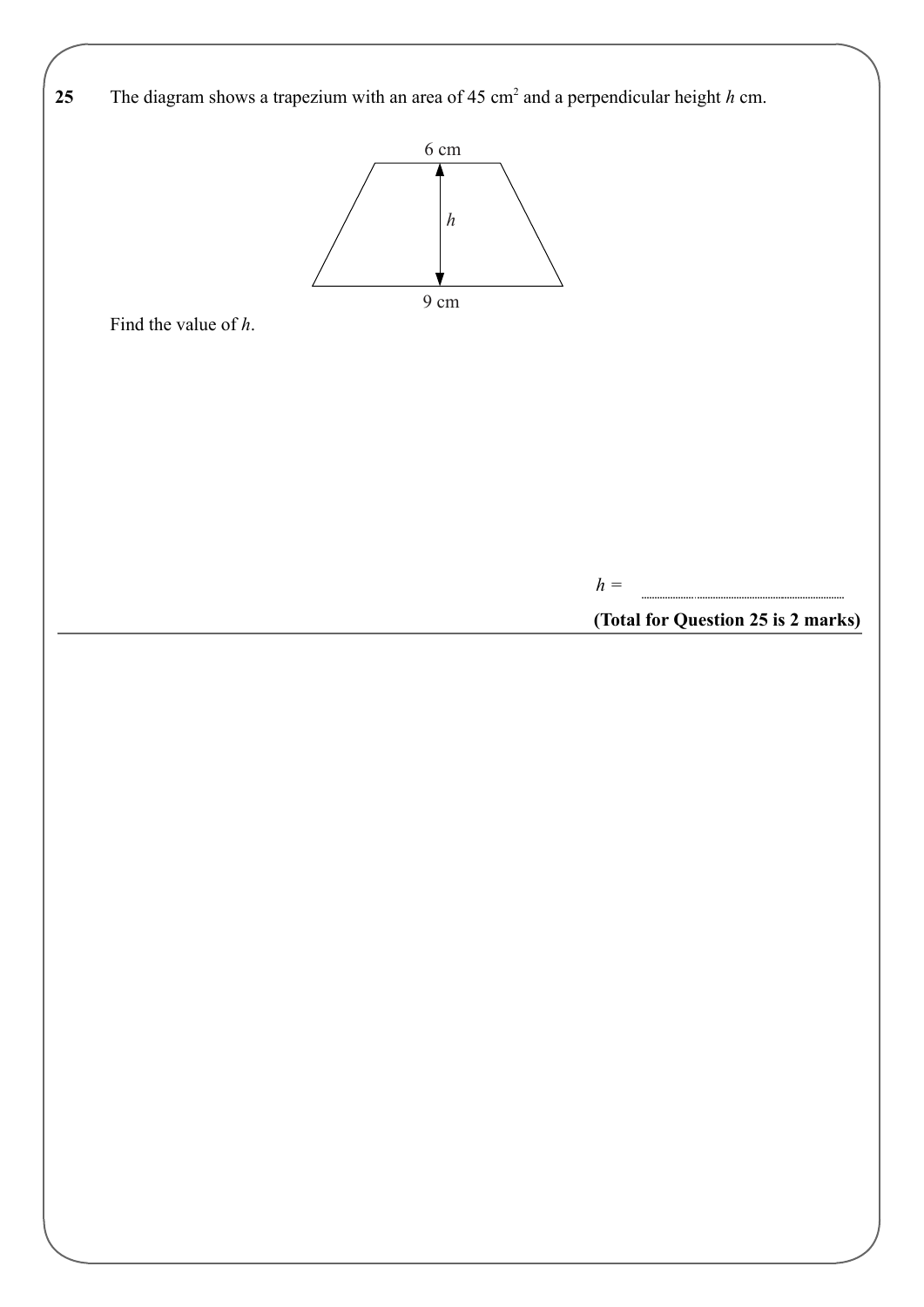**25** The diagram shows a trapezium with an area of 45 cm$^2$ and a perpendicular height $h$ cm.

6 cm

$h$

9 cm

Find the value of $h$.

$h =$ ..............................

**(Total for Question 25 is 2 marks)**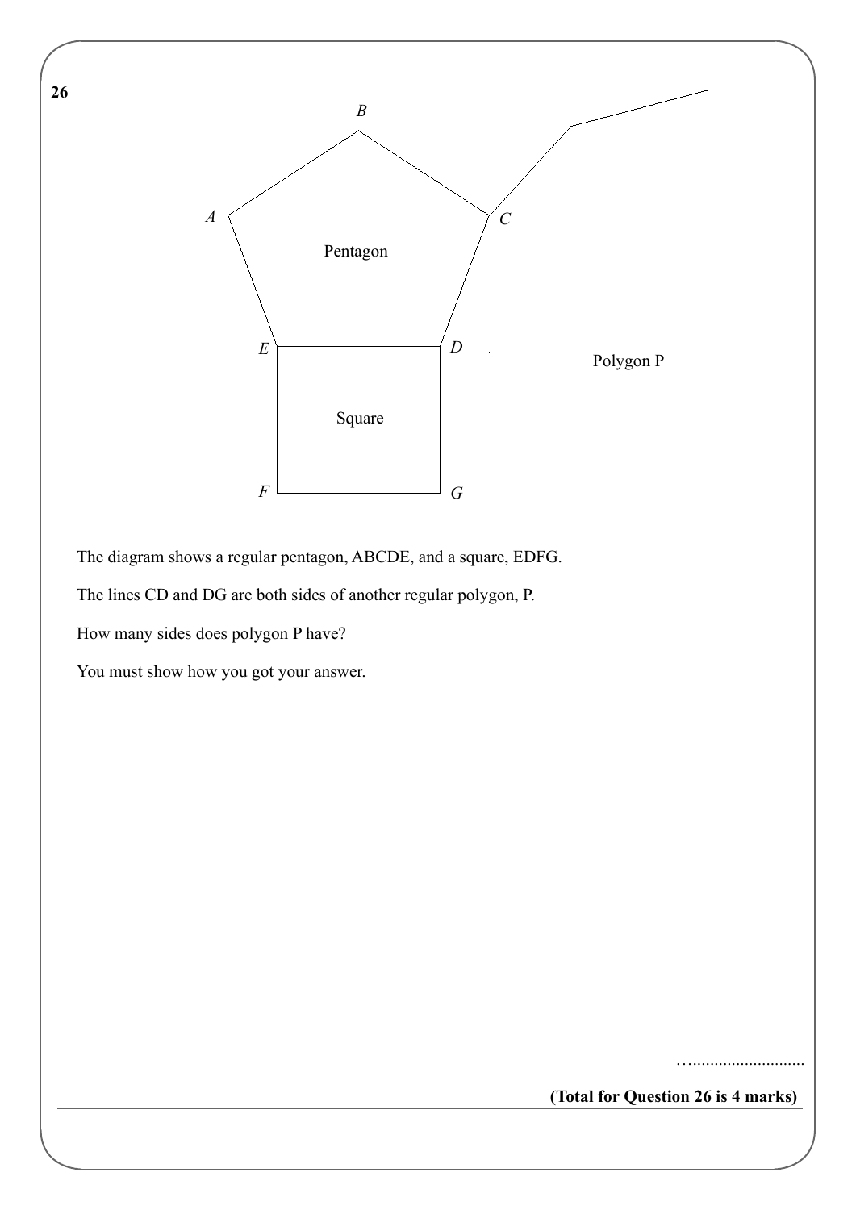**26**

The diagram shows a regular pentagon, ABCDE, and a square, EDFG.

The lines CD and DG are both sides of another regular polygon, P.

How many sides does polygon P have?

You must show how you got your answer.

…...........................

**(Total for Question 26 is 4 marks)**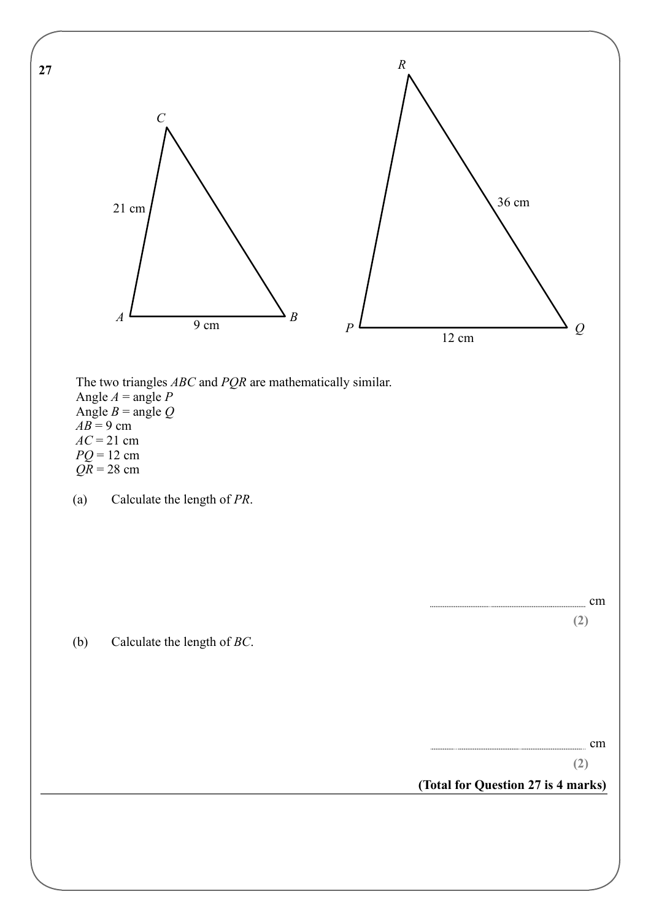**27**

C

21 cm

A 9 cm B

R

36 cm

P 12 cm Q

The two triangles $ABC$ and $PQR$ are mathematically similar.
Angle $A$ = angle $P$
Angle $B$ = angle $Q$
$AB$ = 9 cm
$AC$ = 21 cm
$PQ$ = 12 cm
$QR$ = 28 cm

(a) Calculate the length of $PR$.

.......................................... cm

**(2)**

(b) Calculate the length of $BC$.

.......................................... cm

**(2)**

**(Total for Question 27 is 4 marks)**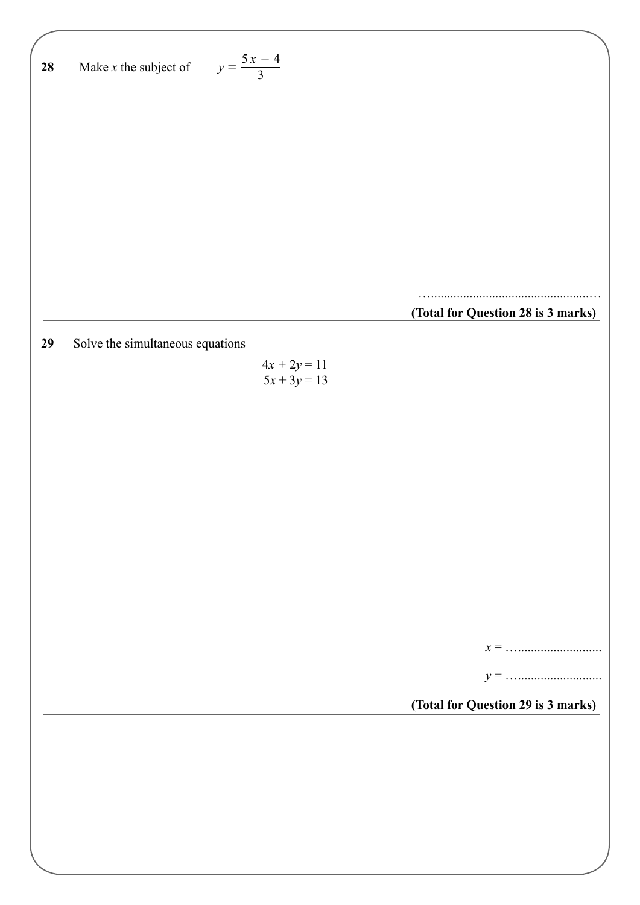**28** Make $x$ the subject of $y = \dfrac{5x - 4}{3}$

…………………………………………

**(Total for Question 28 is 3 marks)**

---

**29** Solve the simultaneous equations

$$4x + 2y = 11$$
$$5x + 3y = 13$$

$x$ = ……………………

$y$ = ……………………

**(Total for Question 29 is 3 marks)**